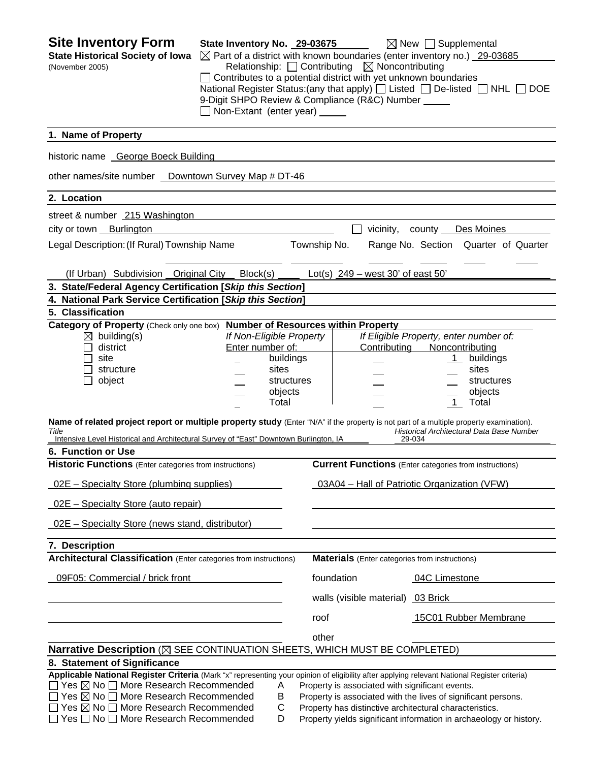# Site Inventory Form

**State Historical Society of Iowa**
(November 2005)

**State Inventory No.** 29-03675 ☒ New ☐ Supplemental
☒ Part of a district with known boundaries (enter inventory no.) 29-03685
Relationship: ☐ Contributing ☒ Noncontributing
☐ Contributes to a potential district with yet unknown boundaries
National Register Status:(any that apply) ☐ Listed ☐ De-listed ☐ NHL ☐ DOE
9-Digit SHPO Review & Compliance (R&C) Number
☐ Non-Extant (enter year)

## 1. Name of Property

historic name George Boeck Building

other names/site number Downtown Survey Map # DT-46

## 2. Location

street & number 215 Washington

city or town Burlington ☐ vicinity, county Des Moines

Legal Description: (If Rural) Township Name Township No. Range No. Section Quarter of Quarter

(If Urban) Subdivision Original City Block(s) Lot(s) 249 – west 30' of east 50'

## 3. State/Federal Agency Certification [*Skip this Section*]

## 4. National Park Service Certification [*Skip this Section*]

## 5. Classification

**Category of Property** (Check only one box)
☒ building(s)
☐ district
☐ site
☐ structure
☐ object

**Number of Resources within Property**

| If Non-Eligible Property Enter number of: | | If Eligible Property, enter number of: Contributing | Noncontributing | |
|---|---|---|---|---|
| | buildings | | 1 | buildings |
| | sites | | | sites |
| | structures | | | structures |
| | objects | | | objects |
| | Total | | 1 | Total |

**Name of related project report or multiple property study** (Enter "N/A" if the property is not part of a multiple property examination).

| *Title* | *Historical Architectural Data Base Number* |
|---|---|
| Intensive Level Historical and Architectural Survey of "East" Downtown Burlington, IA | 29-034 |

## 6. Function or Use

| **Historic Functions** (Enter categories from instructions) | **Current Functions** (Enter categories from instructions) |
|---|---|
| 02E – Specialty Store (plumbing supplies) | 03A04 – Hall of Patriotic Organization (VFW) |
| 02E – Specialty Store (auto repair) | |
| 02E – Specialty Store (news stand, distributor) | |

## 7. Description

**Architectural Classification** (Enter categories from instructions)
09F05: Commercial / brick front

**Materials** (Enter categories from instructions)

| | |
|---|---|
| foundation | 04C Limestone |
| walls (visible material) | 03 Brick |
| roof | 15C01 Rubber Membrane |
| other | |

**Narrative Description** (☒ SEE CONTINUATION SHEETS, WHICH MUST BE COMPLETED)

## 8. Statement of Significance

**Applicable National Register Criteria** (Mark "x" representing your opinion of eligibility after applying relevant National Register criteria)

☐ Yes ☒ No ☐ More Research Recommended A Property is associated with significant events.
☐ Yes ☒ No ☐ More Research Recommended B Property is associated with the lives of significant persons.
☐ Yes ☒ No ☐ More Research Recommended C Property has distinctive architectural characteristics.
☐ Yes ☐ No ☐ More Research Recommended D Property yields significant information in archaeology or history.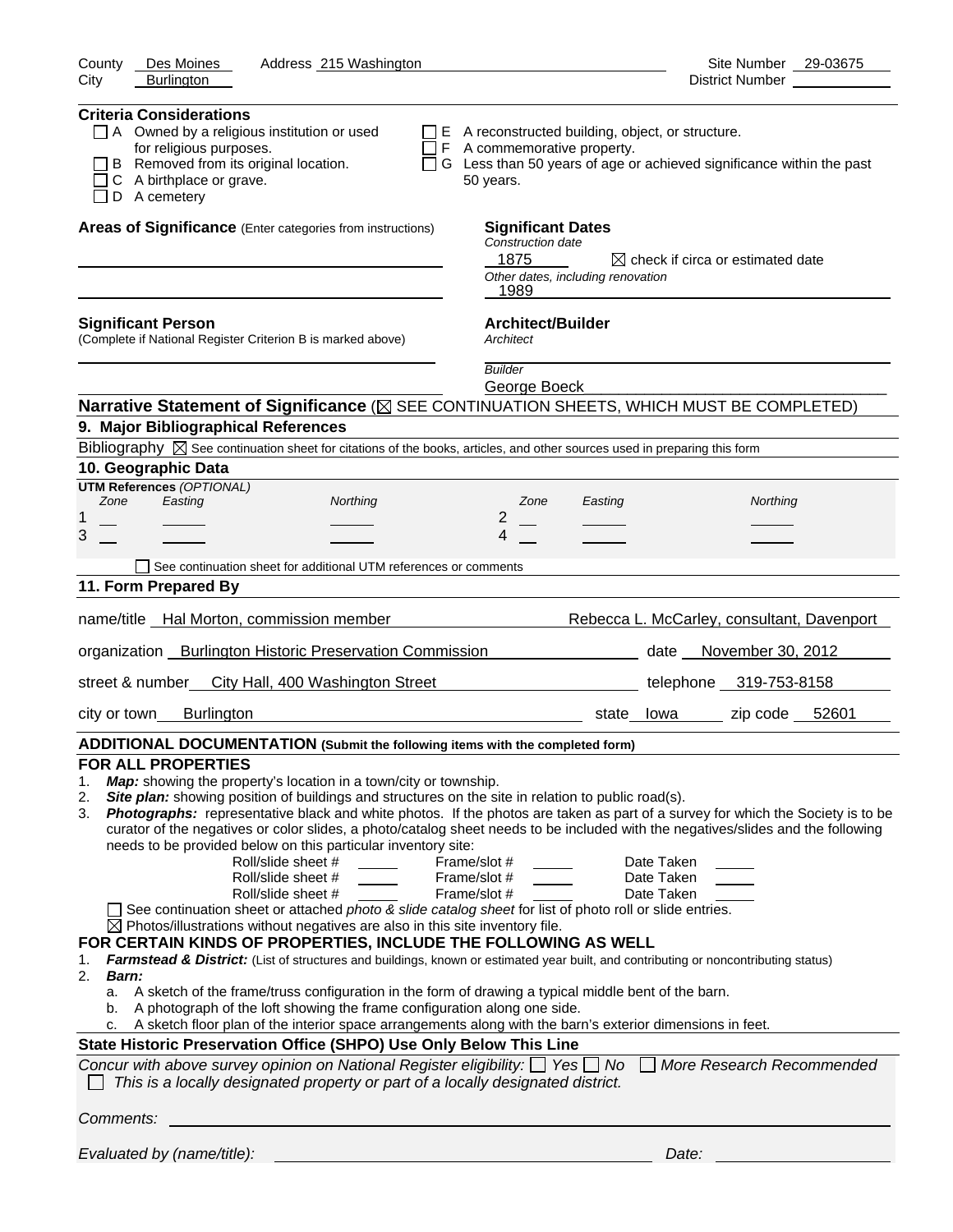County Des Moines Address 215 Washington Site Number 29-03675
City Burlington District Number

**Criteria Considerations**

- ☐ A Owned by a religious institution or used for religious purposes.
- ☐ B Removed from its original location.
- ☐ C A birthplace or grave.
- ☐ D A cemetery
- ☐ E A reconstructed building, object, or structure.
- ☐ F A commemorative property.
- ☐ G Less than 50 years of age or achieved significance within the past 50 years.

**Areas of Significance** (Enter categories from instructions)

**Significant Dates**
*Construction date*
1875 ☒ check if circa or estimated date
*Other dates, including renovation*
1989

**Significant Person**
(Complete if National Register Criterion B is marked above)

**Architect/Builder**
*Architect*

*Builder*
George Boeck

**Narrative Statement of Significance** (☒ SEE CONTINUATION SHEETS, WHICH MUST BE COMPLETED)

## 9. Major Bibliographical References

Bibliography ☒ See continuation sheet for citations of the books, articles, and other sources used in preparing this form

## 10. Geographic Data

**UTM References** *(OPTIONAL)*

| | Zone | Easting | Northing | | Zone | Easting | Northing |
|---|---|---|---|---|---|---|---|
| 1 | | | | 2 | | | |
| 3 | | | | 4 | | | |

☐ See continuation sheet for additional UTM references or comments

## 11. Form Prepared By

name/title Hal Morton, commission member Rebecca L. McCarley, consultant, Davenport

organization Burlington Historic Preservation Commission date November 30, 2012

street & number City Hall, 400 Washington Street telephone 319-753-8158

city or town Burlington state Iowa zip code 52601

**ADDITIONAL DOCUMENTATION (Submit the following items with the completed form)**

**FOR ALL PROPERTIES**

1. ***Map:*** showing the property's location in a town/city or township.
2. ***Site plan:*** showing position of buildings and structures on the site in relation to public road(s).
3. ***Photographs:*** representative black and white photos. If the photos are taken as part of a survey for which the Society is to be curator of the negatives or color slides, a photo/catalog sheet needs to be included with the negatives/slides and the following needs to be provided below on this particular inventory site:

Roll/slide sheet # ___ Frame/slot # ___ Date Taken ___
Roll/slide sheet # ___ Frame/slot # ___ Date Taken ___
Roll/slide sheet # ___ Frame/slot # ___ Date Taken ___

☐ See continuation sheet or attached *photo & slide catalog sheet* for list of photo roll or slide entries.
☒ Photos/illustrations without negatives are also in this site inventory file.

**FOR CERTAIN KINDS OF PROPERTIES, INCLUDE THE FOLLOWING AS WELL**

1. ***Farmstead & District:*** (List of structures and buildings, known or estimated year built, and contributing or noncontributing status)
2. ***Barn:***
   a. A sketch of the frame/truss configuration in the form of drawing a typical middle bent of the barn.
   b. A photograph of the loft showing the frame configuration along one side.
   c. A sketch floor plan of the interior space arrangements along with the barn's exterior dimensions in feet.

**State Historic Preservation Office (SHPO) Use Only Below This Line**

*Concur with above survey opinion on National Register eligibility:* ☐ *Yes* ☐ *No* ☐ *More Research Recommended*
☐ *This is a locally designated property or part of a locally designated district.*

*Comments:*

*Evaluated by (name/title):* *Date:*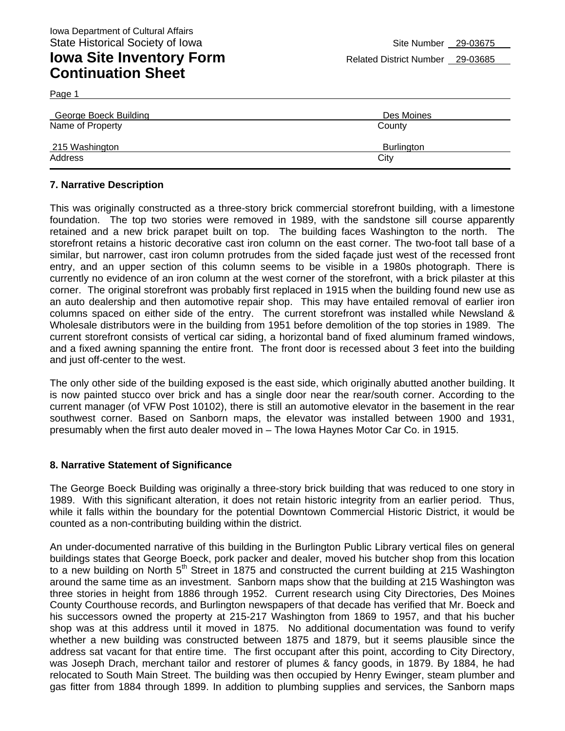Iowa Department of Cultural Affairs
State Historical Society of Iowa

# Iowa Site Inventory Form Continuation Sheet

Site Number 29-03675
Related District Number 29-03685

Page 1

| George Boeck Building | Des Moines |
|---|---|
| Name of Property | County |
| 215 Washington | Burlington |
| Address | City |

## 7. Narrative Description

This was originally constructed as a three-story brick commercial storefront building, with a limestone foundation. The top two stories were removed in 1989, with the sandstone sill course apparently retained and a new brick parapet built on top. The building faces Washington to the north. The storefront retains a historic decorative cast iron column on the east corner. The two-foot tall base of a similar, but narrower, cast iron column protrudes from the sided façade just west of the recessed front entry, and an upper section of this column seems to be visible in a 1980s photograph. There is currently no evidence of an iron column at the west corner of the storefront, with a brick pilaster at this corner. The original storefront was probably first replaced in 1915 when the building found new use as an auto dealership and then automotive repair shop. This may have entailed removal of earlier iron columns spaced on either side of the entry. The current storefront was installed while Newsland & Wholesale distributors were in the building from 1951 before demolition of the top stories in 1989. The current storefront consists of vertical car siding, a horizontal band of fixed aluminum framed windows, and a fixed awning spanning the entire front. The front door is recessed about 3 feet into the building and just off-center to the west.

The only other side of the building exposed is the east side, which originally abutted another building. It is now painted stucco over brick and has a single door near the rear/south corner. According to the current manager (of VFW Post 10102), there is still an automotive elevator in the basement in the rear southwest corner. Based on Sanborn maps, the elevator was installed between 1900 and 1931, presumably when the first auto dealer moved in – The Iowa Haynes Motor Car Co. in 1915.

## 8. Narrative Statement of Significance

The George Boeck Building was originally a three-story brick building that was reduced to one story in 1989. With this significant alteration, it does not retain historic integrity from an earlier period. Thus, while it falls within the boundary for the potential Downtown Commercial Historic District, it would be counted as a non-contributing building within the district.

An under-documented narrative of this building in the Burlington Public Library vertical files on general buildings states that George Boeck, pork packer and dealer, moved his butcher shop from this location to a new building on North 5th Street in 1875 and constructed the current building at 215 Washington around the same time as an investment. Sanborn maps show that the building at 215 Washington was three stories in height from 1886 through 1952. Current research using City Directories, Des Moines County Courthouse records, and Burlington newspapers of that decade has verified that Mr. Boeck and his successors owned the property at 215-217 Washington from 1869 to 1957, and that his bucher shop was at this address until it moved in 1875. No additional documentation was found to verify whether a new building was constructed between 1875 and 1879, but it seems plausible since the address sat vacant for that entire time. The first occupant after this point, according to City Directory, was Joseph Drach, merchant tailor and restorer of plumes & fancy goods, in 1879. By 1884, he had relocated to South Main Street. The building was then occupied by Henry Ewinger, steam plumber and gas fitter from 1884 through 1899. In addition to plumbing supplies and services, the Sanborn maps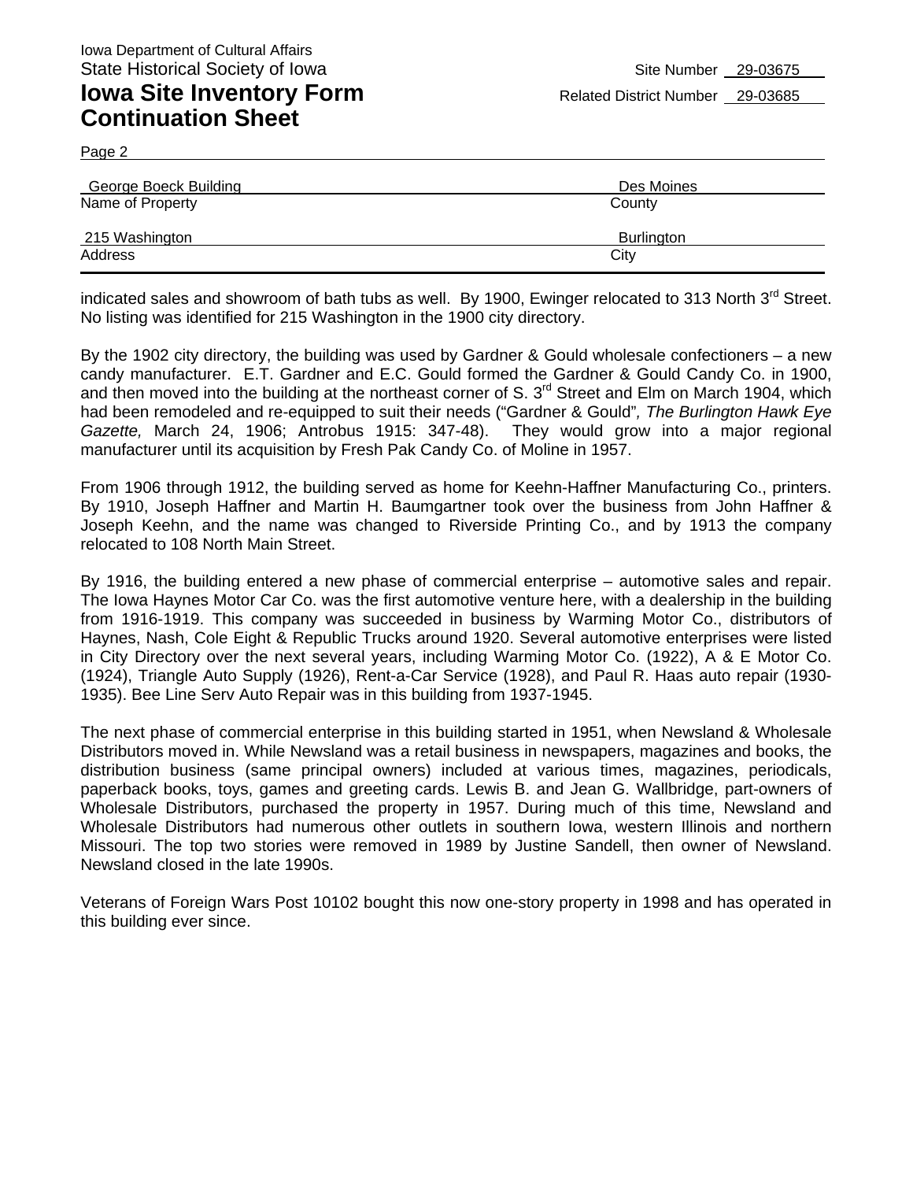Iowa Department of Cultural Affairs
State Historical Society of Iowa

Site Number 29-03675

# Iowa Site Inventory Form Continuation Sheet

Related District Number 29-03685

Page 2

George Boeck Building — Name of Property
Des Moines — County

215 Washington — Address
Burlington — City

indicated sales and showroom of bath tubs as well. By 1900, Ewinger relocated to 313 North 3rd Street. No listing was identified for 215 Washington in the 1900 city directory.

By the 1902 city directory, the building was used by Gardner & Gould wholesale confectioners – a new candy manufacturer. E.T. Gardner and E.C. Gould formed the Gardner & Gould Candy Co. in 1900, and then moved into the building at the northeast corner of S. 3rd Street and Elm on March 1904, which had been remodeled and re-equipped to suit their needs ("Gardner & Gould", *The Burlington Hawk Eye Gazette,* March 24, 1906; Antrobus 1915: 347-48). They would grow into a major regional manufacturer until its acquisition by Fresh Pak Candy Co. of Moline in 1957.

From 1906 through 1912, the building served as home for Keehn-Haffner Manufacturing Co., printers. By 1910, Joseph Haffner and Martin H. Baumgartner took over the business from John Haffner & Joseph Keehn, and the name was changed to Riverside Printing Co., and by 1913 the company relocated to 108 North Main Street.

By 1916, the building entered a new phase of commercial enterprise – automotive sales and repair. The Iowa Haynes Motor Car Co. was the first automotive venture here, with a dealership in the building from 1916-1919. This company was succeeded in business by Warming Motor Co., distributors of Haynes, Nash, Cole Eight & Republic Trucks around 1920. Several automotive enterprises were listed in City Directory over the next several years, including Warming Motor Co. (1922), A & E Motor Co. (1924), Triangle Auto Supply (1926), Rent-a-Car Service (1928), and Paul R. Haas auto repair (1930-1935). Bee Line Serv Auto Repair was in this building from 1937-1945.

The next phase of commercial enterprise in this building started in 1951, when Newsland & Wholesale Distributors moved in. While Newsland was a retail business in newspapers, magazines and books, the distribution business (same principal owners) included at various times, magazines, periodicals, paperback books, toys, games and greeting cards. Lewis B. and Jean G. Wallbridge, part-owners of Wholesale Distributors, purchased the property in 1957. During much of this time, Newsland and Wholesale Distributors had numerous other outlets in southern Iowa, western Illinois and northern Missouri. The top two stories were removed in 1989 by Justine Sandell, then owner of Newsland. Newsland closed in the late 1990s.

Veterans of Foreign Wars Post 10102 bought this now one-story property in 1998 and has operated in this building ever since.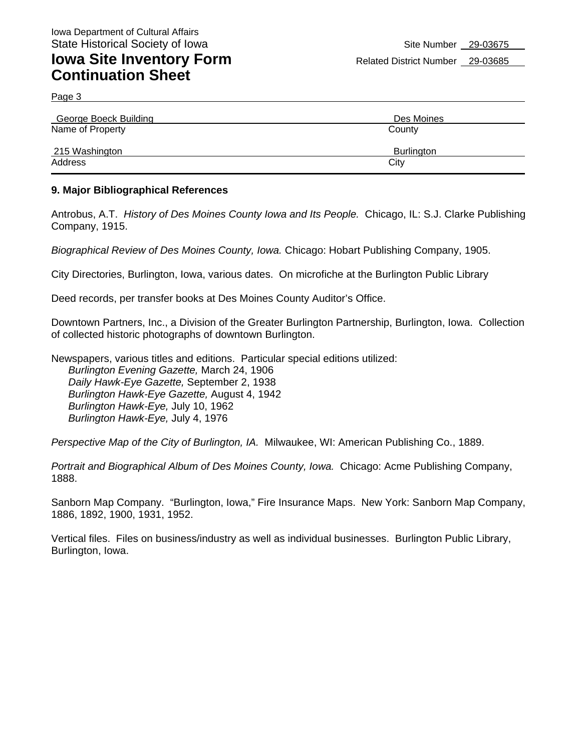Iowa Department of Cultural Affairs
State Historical Society of Iowa

**Iowa Site Inventory Form**
**Continuation Sheet**

Site Number 29-03675
Related District Number 29-03685

George Boeck Building — Name of Property
Des Moines — County

215 Washington — Address
Burlington — City

### 9. Major Bibliographical References

Antrobus, A.T. *History of Des Moines County Iowa and Its People.* Chicago, IL: S.J. Clarke Publishing Company, 1915.

*Biographical Review of Des Moines County, Iowa.* Chicago: Hobart Publishing Company, 1905.

City Directories, Burlington, Iowa, various dates. On microfiche at the Burlington Public Library

Deed records, per transfer books at Des Moines County Auditor's Office.

Downtown Partners, Inc., a Division of the Greater Burlington Partnership, Burlington, Iowa. Collection of collected historic photographs of downtown Burlington.

Newspapers, various titles and editions. Particular special editions utilized:
- *Burlington Evening Gazette,* March 24, 1906
- *Daily Hawk-Eye Gazette,* September 2, 1938
- *Burlington Hawk-Eye Gazette,* August 4, 1942
- *Burlington Hawk-Eye,* July 10, 1962
- *Burlington Hawk-Eye,* July 4, 1976

*Perspective Map of the City of Burlington, IA.* Milwaukee, WI: American Publishing Co., 1889.

*Portrait and Biographical Album of Des Moines County, Iowa.* Chicago: Acme Publishing Company, 1888.

Sanborn Map Company. "Burlington, Iowa," Fire Insurance Maps. New York: Sanborn Map Company, 1886, 1892, 1900, 1931, 1952.

Vertical files. Files on business/industry as well as individual businesses. Burlington Public Library, Burlington, Iowa.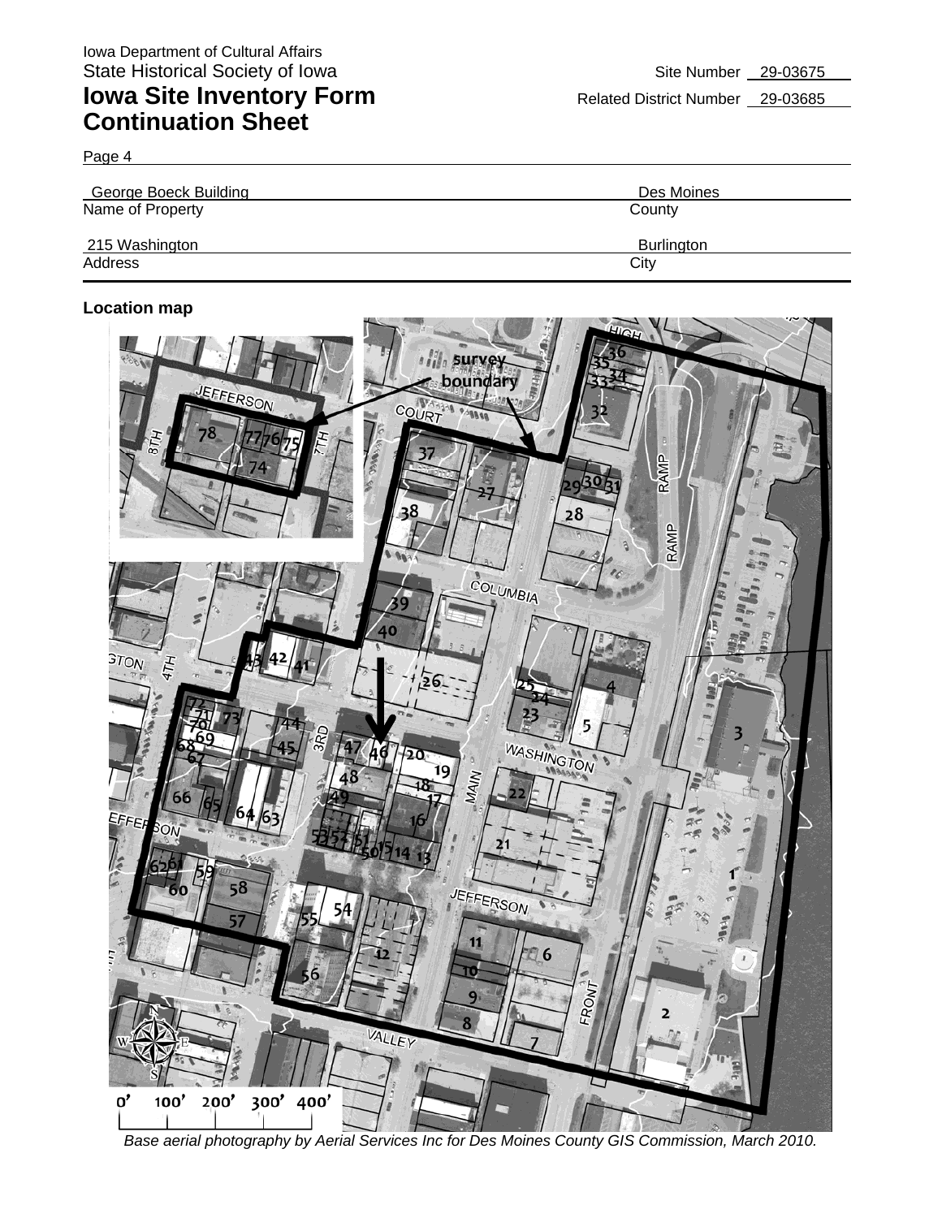Iowa Department of Cultural Affairs
State Historical Society of Iowa

# Iowa Site Inventory Form Continuation Sheet

Site Number 29-03675

Related District Number 29-03685

Page 4

| George Boeck Building | Des Moines |
|---|---|
| Name of Property | County |
| 215 Washington | Burlington |
| Address | City |

**Location map**

*Base aerial photography by Aerial Services Inc for Des Moines County GIS Commission, March 2010.*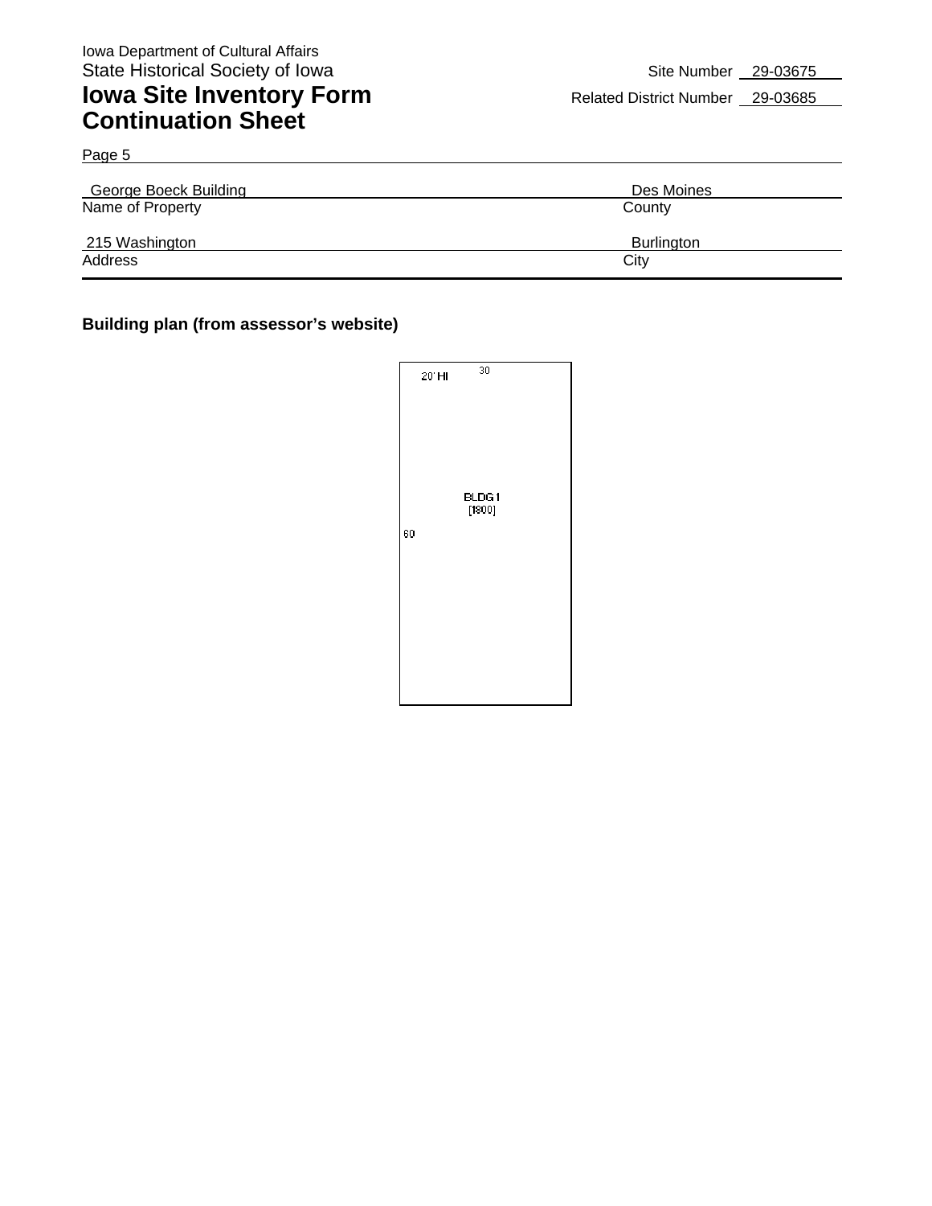Iowa Department of Cultural Affairs
State Historical Society of Iowa

# Iowa Site Inventory Form Continuation Sheet

Site Number 29-03675
Related District Number 29-03685

Page 5

| George Boeck Building | Des Moines |
|---|---|
| Name of Property | County |
| 215 Washington | Burlington |
| Address | City |

**Building plan (from assessor's website)**

20' HI
30
BLDG 1
[1800]
60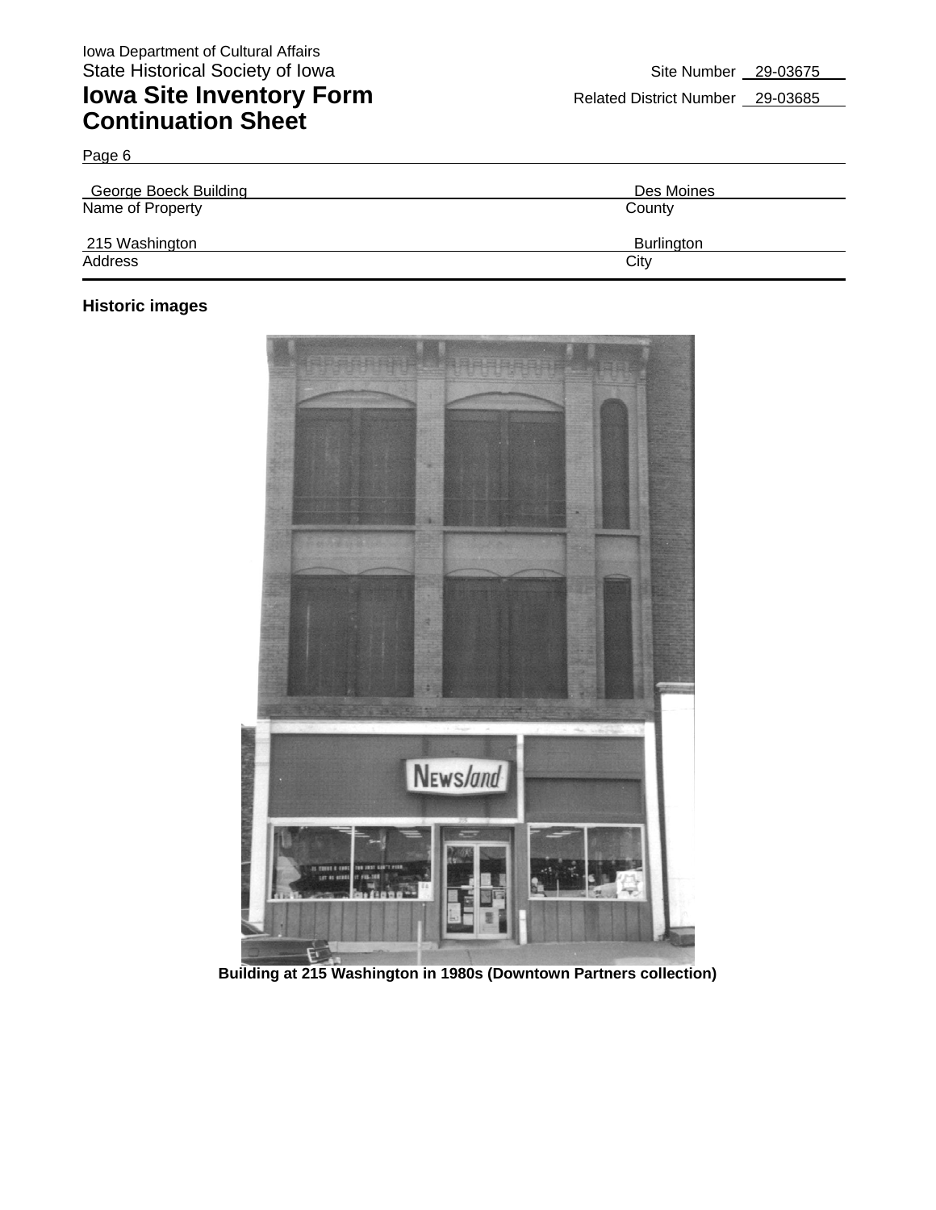Iowa Department of Cultural Affairs
State Historical Society of Iowa

# Iowa Site Inventory Form
## Continuation Sheet

Site Number 29-03675

Related District Number 29-03685

Page 6

| George Boeck Building | Des Moines |
|---|---|
| Name of Property | County |
| 215 Washington | Burlington |
| Address | City |

### Historic images

**Building at 215 Washington in 1980s (Downtown Partners collection)**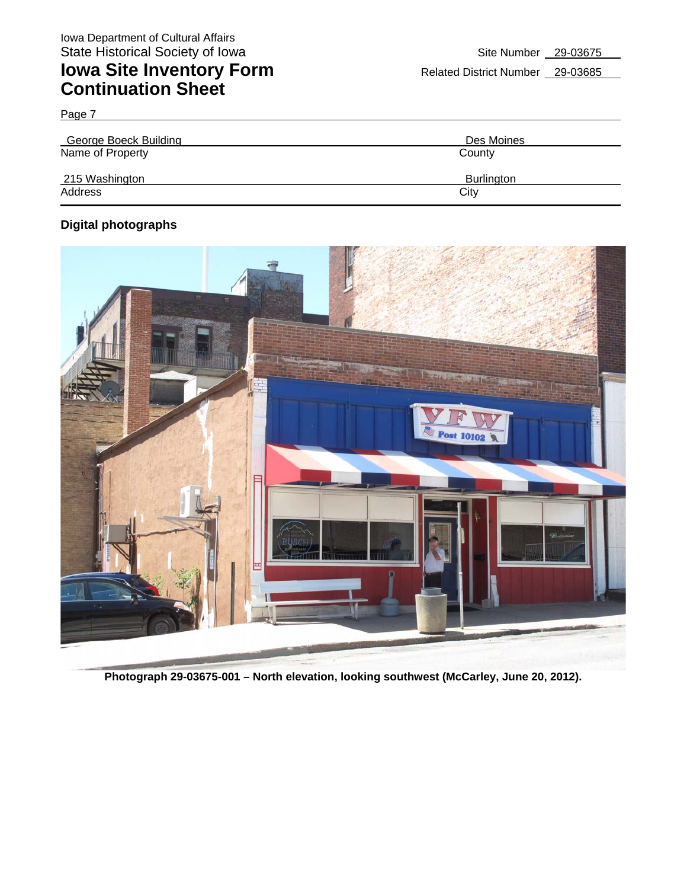Iowa Department of Cultural Affairs
State Historical Society of Iowa

# Iowa Site Inventory Form Continuation Sheet

Site Number 29-03675

Related District Number 29-03685

Page 7

| | |
|---|---|
| George Boeck Building | Des Moines |
| Name of Property | County |
| 215 Washington | Burlington |
| Address | City |

**Digital photographs**

**Photograph 29-03675-001 – North elevation, looking southwest (McCarley, June 20, 2012).**